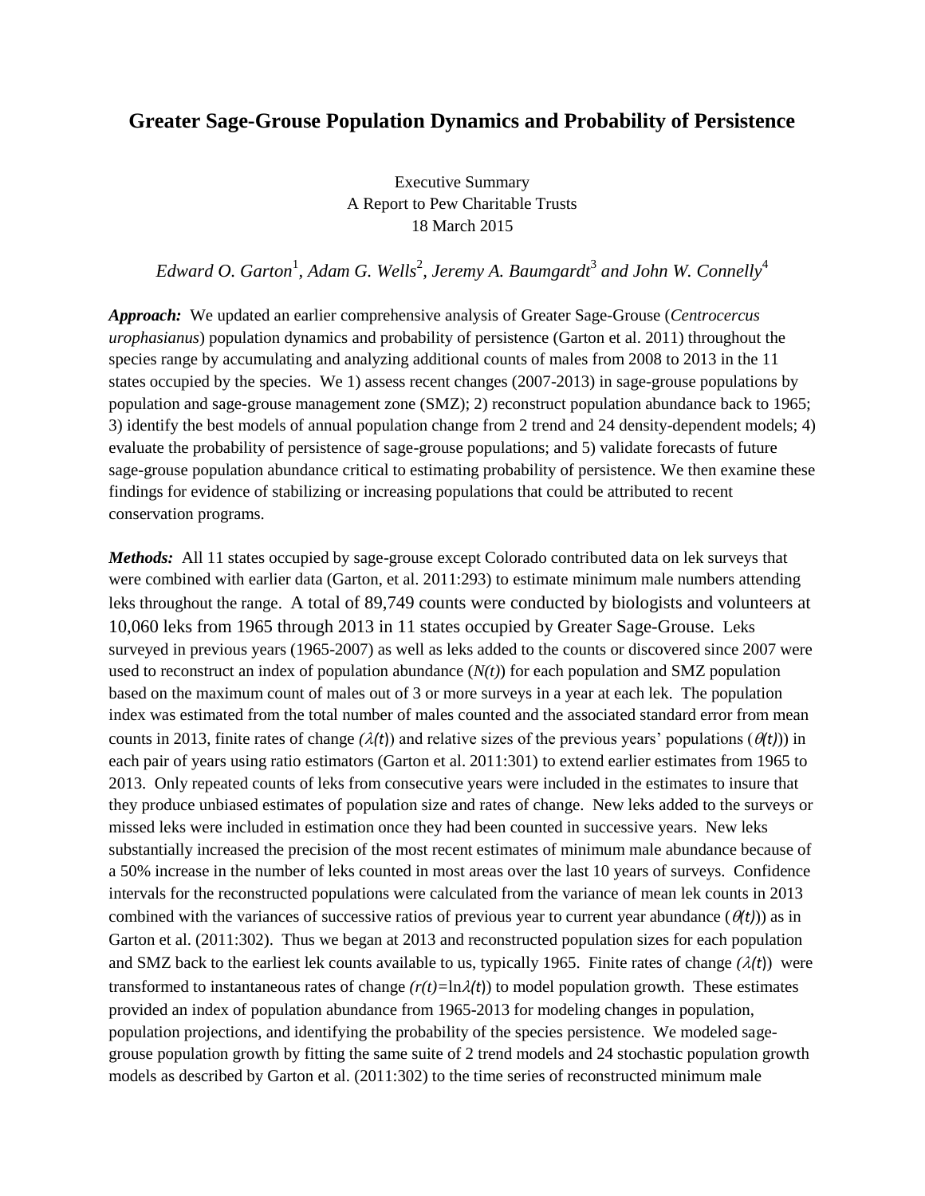# Greater Sage-Grouse Population Dynamics and Probability of Persistence

Executive Summary
A Report to Pew Charitable Trusts
18 March 2015

*Edward O. Garton*[1]*, Adam G. Wells*[2]*, Jeremy A. Baumgardt*[3] *and John W. Connelly*[4]

***Approach:*** We updated an earlier comprehensive analysis of Greater Sage-Grouse (*Centrocercus urophasianus*) population dynamics and probability of persistence (Garton et al. 2011) throughout the species range by accumulating and analyzing additional counts of males from 2008 to 2013 in the 11 states occupied by the species. We 1) assess recent changes (2007-2013) in sage-grouse populations by population and sage-grouse management zone (SMZ); 2) reconstruct population abundance back to 1965; 3) identify the best models of annual population change from 2 trend and 24 density-dependent models; 4) evaluate the probability of persistence of sage-grouse populations; and 5) validate forecasts of future sage-grouse population abundance critical to estimating probability of persistence. We then examine these findings for evidence of stabilizing or increasing populations that could be attributed to recent conservation programs.

***Methods:*** All 11 states occupied by sage-grouse except Colorado contributed data on lek surveys that were combined with earlier data (Garton, et al. 2011:293) to estimate minimum male numbers attending leks throughout the range. A total of 89,749 counts were conducted by biologists and volunteers at 10,060 leks from 1965 through 2013 in 11 states occupied by Greater Sage-Grouse. Leks surveyed in previous years (1965-2007) as well as leks added to the counts or discovered since 2007 were used to reconstruct an index of population abundance ($N(t)$) for each population and SMZ population based on the maximum count of males out of 3 or more surveys in a year at each lek. The population index was estimated from the total number of males counted and the associated standard error from mean counts in 2013, finite rates of change ($\lambda(t)$) and relative sizes of the previous years' populations ($\theta(t)$) in each pair of years using ratio estimators (Garton et al. 2011:301) to extend earlier estimates from 1965 to 2013. Only repeated counts of leks from consecutive years were included in the estimates to insure that they produce unbiased estimates of population size and rates of change. New leks added to the surveys or missed leks were included in estimation once they had been counted in successive years. New leks substantially increased the precision of the most recent estimates of minimum male abundance because of a 50% increase in the number of leks counted in most areas over the last 10 years of surveys. Confidence intervals for the reconstructed populations were calculated from the variance of mean lek counts in 2013 combined with the variances of successive ratios of previous year to current year abundance ($\theta(t)$) as in Garton et al. (2011:302). Thus we began at 2013 and reconstructed population sizes for each population and SMZ back to the earliest lek counts available to us, typically 1965. Finite rates of change ($\lambda(t)$) were transformed to instantaneous rates of change ($r(t)=\ln\lambda(t)$) to model population growth. These estimates provided an index of population abundance from 1965-2013 for modeling changes in population, population projections, and identifying the probability of the species persistence. We modeled sage-grouse population growth by fitting the same suite of 2 trend models and 24 stochastic population growth models as described by Garton et al. (2011:302) to the time series of reconstructed minimum male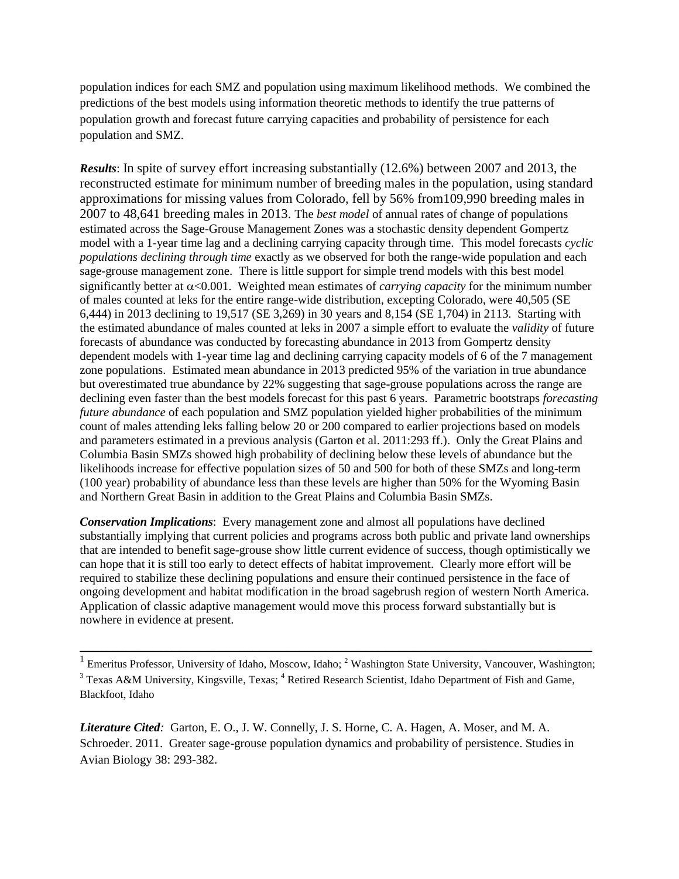population indices for each SMZ and population using maximum likelihood methods. We combined the predictions of the best models using information theoretic methods to identify the true patterns of population growth and forecast future carrying capacities and probability of persistence for each population and SMZ.

***Results***: In spite of survey effort increasing substantially (12.6%) between 2007 and 2013, the reconstructed estimate for minimum number of breeding males in the population, using standard approximations for missing values from Colorado, fell by 56% from109,990 breeding males in 2007 to 48,641 breeding males in 2013. The *best model* of annual rates of change of populations estimated across the Sage-Grouse Management Zones was a stochastic density dependent Gompertz model with a 1-year time lag and a declining carrying capacity through time. This model forecasts *cyclic populations declining through time* exactly as we observed for both the range-wide population and each sage-grouse management zone. There is little support for simple trend models with this best model significantly better at $\alpha<0.001$. Weighted mean estimates of *carrying capacity* for the minimum number of males counted at leks for the entire range-wide distribution, excepting Colorado, were 40,505 (SE 6,444) in 2013 declining to 19,517 (SE 3,269) in 30 years and 8,154 (SE 1,704) in 2113. Starting with the estimated abundance of males counted at leks in 2007 a simple effort to evaluate the *validity* of future forecasts of abundance was conducted by forecasting abundance in 2013 from Gompertz density dependent models with 1-year time lag and declining carrying capacity models of 6 of the 7 management zone populations. Estimated mean abundance in 2013 predicted 95% of the variation in true abundance but overestimated true abundance by 22% suggesting that sage-grouse populations across the range are declining even faster than the best models forecast for this past 6 years. Parametric bootstraps *forecasting future abundance* of each population and SMZ population yielded higher probabilities of the minimum count of males attending leks falling below 20 or 200 compared to earlier projections based on models and parameters estimated in a previous analysis (Garton et al. 2011:293 ff.). Only the Great Plains and Columbia Basin SMZs showed high probability of declining below these levels of abundance but the likelihoods increase for effective population sizes of 50 and 500 for both of these SMZs and long-term (100 year) probability of abundance less than these levels are higher than 50% for the Wyoming Basin and Northern Great Basin in addition to the Great Plains and Columbia Basin SMZs.

***Conservation Implications***: Every management zone and almost all populations have declined substantially implying that current policies and programs across both public and private land ownerships that are intended to benefit sage-grouse show little current evidence of success, though optimistically we can hope that it is still too early to detect effects of habitat improvement. Clearly more effort will be required to stabilize these declining populations and ensure their continued persistence in the face of ongoing development and habitat modification in the broad sagebrush region of western North America. Application of classic adaptive management would move this process forward substantially but is nowhere in evidence at present.

---

[1] Emeritus Professor, University of Idaho, Moscow, Idaho; [2] Washington State University, Vancouver, Washington; [3] Texas A&M University, Kingsville, Texas; [4] Retired Research Scientist, Idaho Department of Fish and Game, Blackfoot, Idaho

***Literature Cited:*** Garton, E. O., J. W. Connelly, J. S. Horne, C. A. Hagen, A. Moser, and M. A. Schroeder. 2011. Greater sage-grouse population dynamics and probability of persistence. Studies in Avian Biology 38: 293-382.